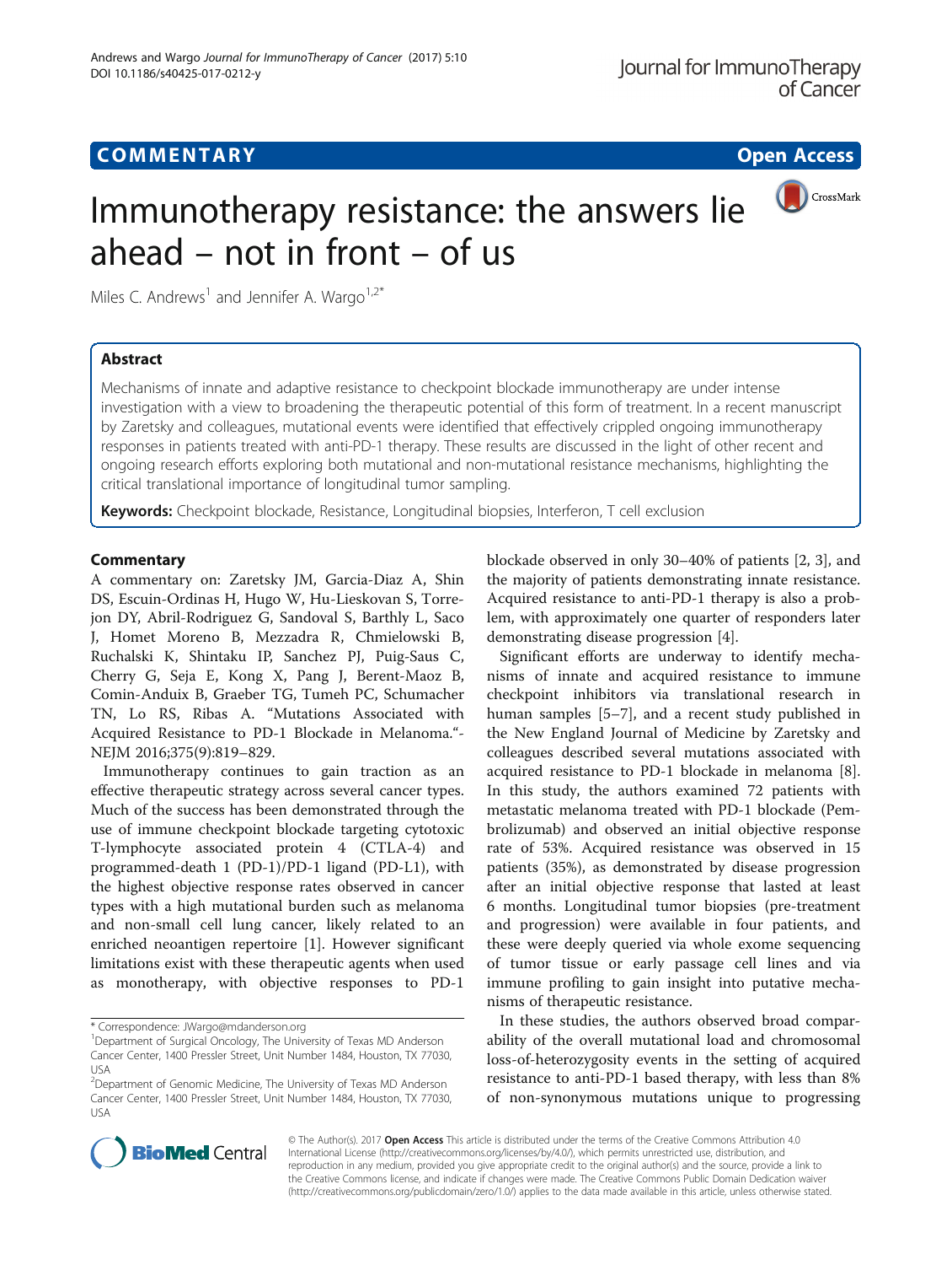**COMMENTARY** **Open Access**

# Immunotherapy resistance: the answers lie ahead – not in front – of us

Miles C. Andrews[1] and Jennifer A. Wargo[1,2*]

## Abstract

Mechanisms of innate and adaptive resistance to checkpoint blockade immunotherapy are under intense investigation with a view to broadening the therapeutic potential of this form of treatment. In a recent manuscript by Zaretsky and colleagues, mutational events were identified that effectively crippled ongoing immunotherapy responses in patients treated with anti-PD-1 therapy. These results are discussed in the light of other recent and ongoing research efforts exploring both mutational and non-mutational resistance mechanisms, highlighting the critical translational importance of longitudinal tumor sampling.

**Keywords:** Checkpoint blockade, Resistance, Longitudinal biopsies, Interferon, T cell exclusion

## Commentary

A commentary on: Zaretsky JM, Garcia-Diaz A, Shin DS, Escuin-Ordinas H, Hugo W, Hu-Lieskovan S, Torrejon DY, Abril-Rodriguez G, Sandoval S, Barthly L, Saco J, Homet Moreno B, Mezzadra R, Chmielowski B, Ruchalski K, Shintaku IP, Sanchez PJ, Puig-Saus C, Cherry G, Seja E, Kong X, Pang J, Berent-Maoz B, Comin-Anduix B, Graeber TG, Tumeh PC, Schumacher TN, Lo RS, Ribas A. "Mutations Associated with Acquired Resistance to PD-1 Blockade in Melanoma."-NEJM 2016;375(9):819–829.

Immunotherapy continues to gain traction as an effective therapeutic strategy across several cancer types. Much of the success has been demonstrated through the use of immune checkpoint blockade targeting cytotoxic T-lymphocyte associated protein 4 (CTLA-4) and programmed-death 1 (PD-1)/PD-1 ligand (PD-L1), with the highest objective response rates observed in cancer types with a high mutational burden such as melanoma and non-small cell lung cancer, likely related to an enriched neoantigen repertoire [1]. However significant limitations exist with these therapeutic agents when used as monotherapy, with objective responses to PD-1 blockade observed in only 30–40% of patients [2, 3], and the majority of patients demonstrating innate resistance. Acquired resistance to anti-PD-1 therapy is also a problem, with approximately one quarter of responders later demonstrating disease progression [4].

Significant efforts are underway to identify mechanisms of innate and acquired resistance to immune checkpoint inhibitors via translational research in human samples [5–7], and a recent study published in the New England Journal of Medicine by Zaretsky and colleagues described several mutations associated with acquired resistance to PD-1 blockade in melanoma [8]. In this study, the authors examined 72 patients with metastatic melanoma treated with PD-1 blockade (Pembrolizumab) and observed an initial objective response rate of 53%. Acquired resistance was observed in 15 patients (35%), as demonstrated by disease progression after an initial objective response that lasted at least 6 months. Longitudinal tumor biopsies (pre-treatment and progression) were available in four patients, and these were deeply queried via whole exome sequencing of tumor tissue or early passage cell lines and via immune profiling to gain insight into putative mechanisms of therapeutic resistance.

In these studies, the authors observed broad comparability of the overall mutational load and chromosomal loss-of-heterozygosity events in the setting of acquired resistance to anti-PD-1 based therapy, with less than 8% of non-synonymous mutations unique to progressing

* Correspondence: JWargo@mdanderson.org
[1]Department of Surgical Oncology, The University of Texas MD Anderson Cancer Center, 1400 Pressler Street, Unit Number 1484, Houston, TX 77030, USA
[2]Department of Genomic Medicine, The University of Texas MD Anderson Cancer Center, 1400 Pressler Street, Unit Number 1484, Houston, TX 77030, USA

© The Author(s). 2017 **Open Access** This article is distributed under the terms of the Creative Commons Attribution 4.0 International License (http://creativecommons.org/licenses/by/4.0/), which permits unrestricted use, distribution, and reproduction in any medium, provided you give appropriate credit to the original author(s) and the source, provide a link to the Creative Commons license, and indicate if changes were made. The Creative Commons Public Domain Dedication waiver (http://creativecommons.org/publicdomain/zero/1.0/) applies to the data made available in this article, unless otherwise stated.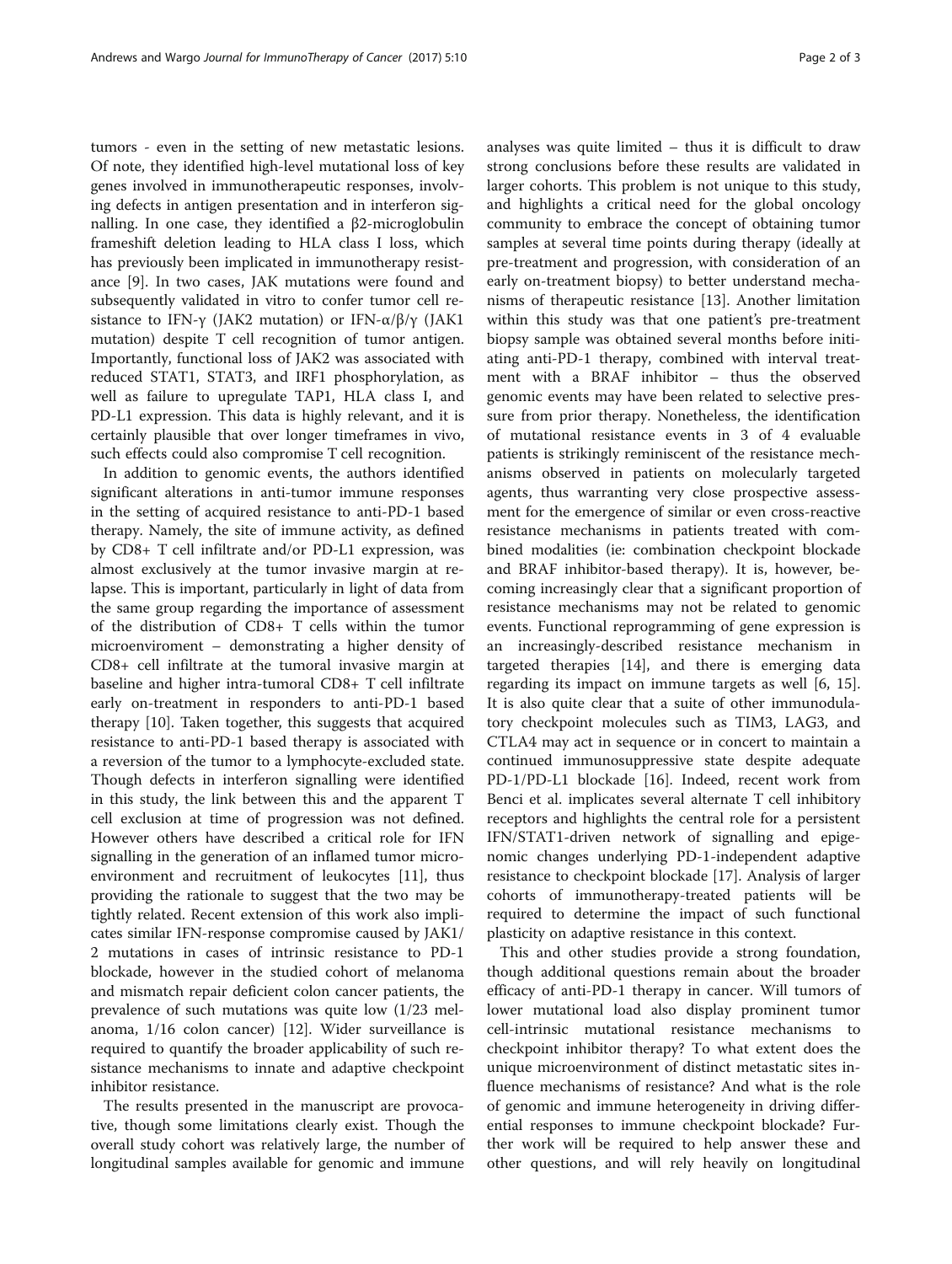tumors - even in the setting of new metastatic lesions. Of note, they identified high-level mutational loss of key genes involved in immunotherapeutic responses, involving defects in antigen presentation and in interferon signalling. In one case, they identified a β2-microglobulin frameshift deletion leading to HLA class I loss, which has previously been implicated in immunotherapy resistance [9]. In two cases, JAK mutations were found and subsequently validated in vitro to confer tumor cell resistance to IFN-γ (JAK2 mutation) or IFN-α/β/γ (JAK1 mutation) despite T cell recognition of tumor antigen. Importantly, functional loss of JAK2 was associated with reduced STAT1, STAT3, and IRF1 phosphorylation, as well as failure to upregulate TAP1, HLA class I, and PD-L1 expression. This data is highly relevant, and it is certainly plausible that over longer timeframes in vivo, such effects could also compromise T cell recognition.

In addition to genomic events, the authors identified significant alterations in anti-tumor immune responses in the setting of acquired resistance to anti-PD-1 based therapy. Namely, the site of immune activity, as defined by CD8+ T cell infiltrate and/or PD-L1 expression, was almost exclusively at the tumor invasive margin at relapse. This is important, particularly in light of data from the same group regarding the importance of assessment of the distribution of CD8+ T cells within the tumor microenviroment – demonstrating a higher density of CD8+ cell infiltrate at the tumoral invasive margin at baseline and higher intra-tumoral CD8+ T cell infiltrate early on-treatment in responders to anti-PD-1 based therapy [10]. Taken together, this suggests that acquired resistance to anti-PD-1 based therapy is associated with a reversion of the tumor to a lymphocyte-excluded state. Though defects in interferon signalling were identified in this study, the link between this and the apparent T cell exclusion at time of progression was not defined. However others have described a critical role for IFN signalling in the generation of an inflamed tumor microenvironment and recruitment of leukocytes [11], thus providing the rationale to suggest that the two may be tightly related. Recent extension of this work also implicates similar IFN-response compromise caused by JAK1/2 mutations in cases of intrinsic resistance to PD-1 blockade, however in the studied cohort of melanoma and mismatch repair deficient colon cancer patients, the prevalence of such mutations was quite low (1/23 melanoma, 1/16 colon cancer) [12]. Wider surveillance is required to quantify the broader applicability of such resistance mechanisms to innate and adaptive checkpoint inhibitor resistance.

The results presented in the manuscript are provocative, though some limitations clearly exist. Though the overall study cohort was relatively large, the number of longitudinal samples available for genomic and immune analyses was quite limited – thus it is difficult to draw strong conclusions before these results are validated in larger cohorts. This problem is not unique to this study, and highlights a critical need for the global oncology community to embrace the concept of obtaining tumor samples at several time points during therapy (ideally at pre-treatment and progression, with consideration of an early on-treatment biopsy) to better understand mechanisms of therapeutic resistance [13]. Another limitation within this study was that one patient's pre-treatment biopsy sample was obtained several months before initiating anti-PD-1 therapy, combined with interval treatment with a BRAF inhibitor – thus the observed genomic events may have been related to selective pressure from prior therapy. Nonetheless, the identification of mutational resistance events in 3 of 4 evaluable patients is strikingly reminiscent of the resistance mechanisms observed in patients on molecularly targeted agents, thus warranting very close prospective assessment for the emergence of similar or even cross-reactive resistance mechanisms in patients treated with combined modalities (ie: combination checkpoint blockade and BRAF inhibitor-based therapy). It is, however, becoming increasingly clear that a significant proportion of resistance mechanisms may not be related to genomic events. Functional reprogramming of gene expression is an increasingly-described resistance mechanism in targeted therapies [14], and there is emerging data regarding its impact on immune targets as well [6, 15]. It is also quite clear that a suite of other immunodulatory checkpoint molecules such as TIM3, LAG3, and CTLA4 may act in sequence or in concert to maintain a continued immunosuppressive state despite adequate PD-1/PD-L1 blockade [16]. Indeed, recent work from Benci et al. implicates several alternate T cell inhibitory receptors and highlights the central role for a persistent IFN/STAT1-driven network of signalling and epigenomic changes underlying PD-1-independent adaptive resistance to checkpoint blockade [17]. Analysis of larger cohorts of immunotherapy-treated patients will be required to determine the impact of such functional plasticity on adaptive resistance in this context.

This and other studies provide a strong foundation, though additional questions remain about the broader efficacy of anti-PD-1 therapy in cancer. Will tumors of lower mutational load also display prominent tumor cell-intrinsic mutational resistance mechanisms to checkpoint inhibitor therapy? To what extent does the unique microenvironment of distinct metastatic sites influence mechanisms of resistance? And what is the role of genomic and immune heterogeneity in driving differential responses to immune checkpoint blockade? Further work will be required to help answer these and other questions, and will rely heavily on longitudinal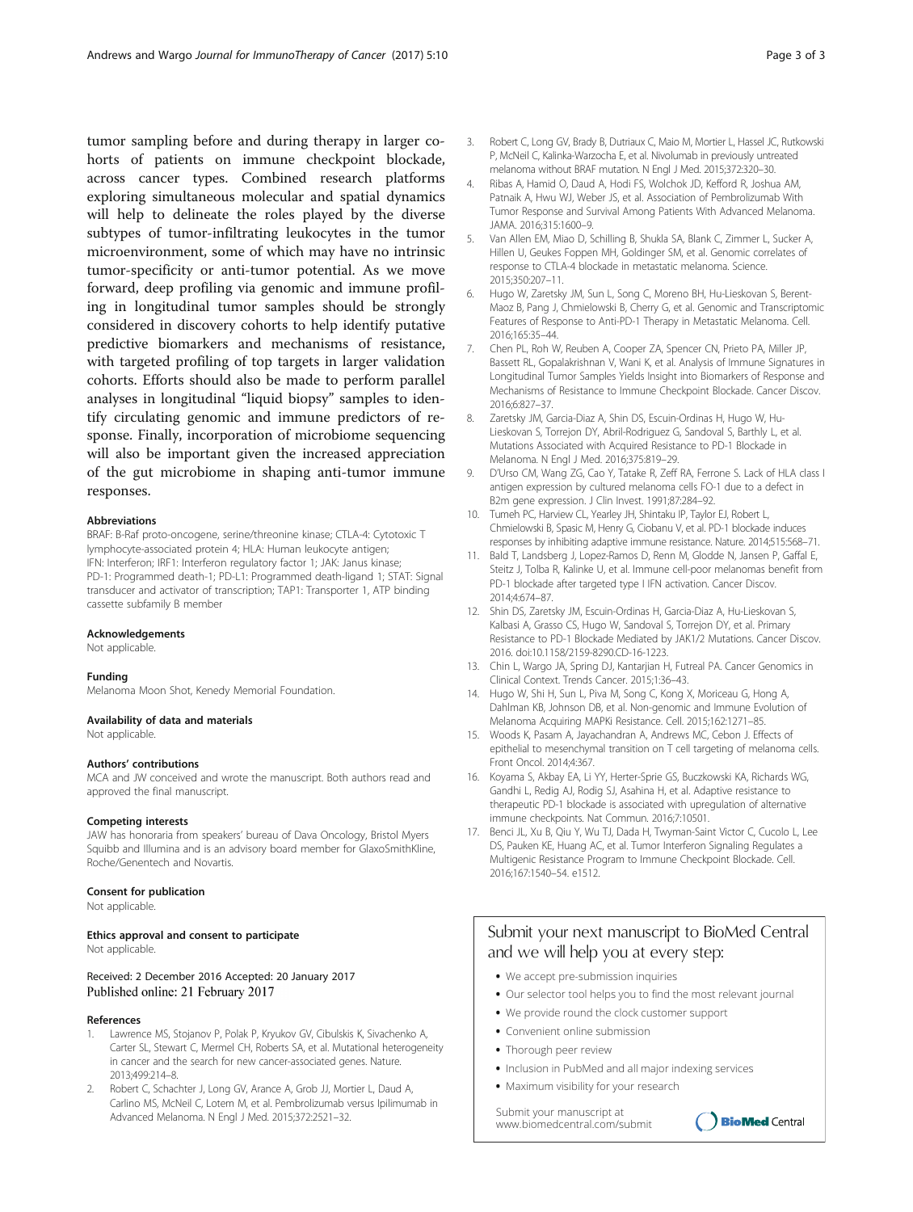tumor sampling before and during therapy in larger cohorts of patients on immune checkpoint blockade, across cancer types. Combined research platforms exploring simultaneous molecular and spatial dynamics will help to delineate the roles played by the diverse subtypes of tumor-infiltrating leukocytes in the tumor microenvironment, some of which may have no intrinsic tumor-specificity or anti-tumor potential. As we move forward, deep profiling via genomic and immune profiling in longitudinal tumor samples should be strongly considered in discovery cohorts to help identify putative predictive biomarkers and mechanisms of resistance, with targeted profiling of top targets in larger validation cohorts. Efforts should also be made to perform parallel analyses in longitudinal "liquid biopsy" samples to identify circulating genomic and immune predictors of response. Finally, incorporation of microbiome sequencing will also be important given the increased appreciation of the gut microbiome in shaping anti-tumor immune responses.

#### Abbreviations

BRAF: B-Raf proto-oncogene, serine/threonine kinase; CTLA-4: Cytotoxic T lymphocyte-associated protein 4; HLA: Human leukocyte antigen; IFN: Interferon; IRF1: Interferon regulatory factor 1; JAK: Janus kinase; PD-1: Programmed death-1; PD-L1: Programmed death-ligand 1; STAT: Signal transducer and activator of transcription; TAP1: Transporter 1, ATP binding cassette subfamily B member

#### Acknowledgements

Not applicable.

#### Funding

Melanoma Moon Shot, Kenedy Memorial Foundation.

#### Availability of data and materials

Not applicable.

#### Authors' contributions

MCA and JW conceived and wrote the manuscript. Both authors read and approved the final manuscript.

#### Competing interests

JAW has honoraria from speakers' bureau of Dava Oncology, Bristol Myers Squibb and Illumina and is an advisory board member for GlaxoSmithKline, Roche/Genentech and Novartis.

#### Consent for publication

Not applicable.

#### Ethics approval and consent to participate

Not applicable.

Received: 2 December 2016 Accepted: 20 January 2017
Published online: 21 February 2017

#### References

1. Lawrence MS, Stojanov P, Polak P, Kryukov GV, Cibulskis K, Sivachenko A, Carter SL, Stewart C, Mermel CH, Roberts SA, et al. Mutational heterogeneity in cancer and the search for new cancer-associated genes. Nature. 2013;499:214–8.
2. Robert C, Schachter J, Long GV, Arance A, Grob JJ, Mortier L, Daud A, Carlino MS, McNeil C, Lotem M, et al. Pembrolizumab versus Ipilimumab in Advanced Melanoma. N Engl J Med. 2015;372:2521–32.
3. Robert C, Long GV, Brady B, Dutriaux C, Maio M, Mortier L, Hassel JC, Rutkowski P, McNeil C, Kalinka-Warzocha E, et al. Nivolumab in previously untreated melanoma without BRAF mutation. N Engl J Med. 2015;372:320–30.
4. Ribas A, Hamid O, Daud A, Hodi FS, Wolchok JD, Kefford R, Joshua AM, Patnaik A, Hwu WJ, Weber JS, et al. Association of Pembrolizumab With Tumor Response and Survival Among Patients With Advanced Melanoma. JAMA. 2016;315:1600–9.
5. Van Allen EM, Miao D, Schilling B, Shukla SA, Blank C, Zimmer L, Sucker A, Hillen U, Geukes Foppen MH, Goldinger SM, et al. Genomic correlates of response to CTLA-4 blockade in metastatic melanoma. Science. 2015;350:207–11.
6. Hugo W, Zaretsky JM, Sun L, Song C, Moreno BH, Hu-Lieskovan S, Berent-Maoz B, Pang J, Chmielowski B, Cherry G, et al. Genomic and Transcriptomic Features of Response to Anti-PD-1 Therapy in Metastatic Melanoma. Cell. 2016;165:35–44.
7. Chen PL, Roh W, Reuben A, Cooper ZA, Spencer CN, Prieto PA, Miller JP, Bassett RL, Gopalakrishnan V, Wani K, et al. Analysis of Immune Signatures in Longitudinal Tumor Samples Yields Insight into Biomarkers of Response and Mechanisms of Resistance to Immune Checkpoint Blockade. Cancer Discov. 2016;6:827–37.
8. Zaretsky JM, Garcia-Diaz A, Shin DS, Escuin-Ordinas H, Hugo W, Hu-Lieskovan S, Torrejon DY, Abril-Rodriguez G, Sandoval S, Barthly L, et al. Mutations Associated with Acquired Resistance to PD-1 Blockade in Melanoma. N Engl J Med. 2016;375:819–29.
9. D'Urso CM, Wang ZG, Cao Y, Tatake R, Zeff RA, Ferrone S. Lack of HLA class I antigen expression by cultured melanoma cells FO-1 due to a defect in B2m gene expression. J Clin Invest. 1991;87:284–92.
10. Tumeh PC, Harview CL, Yearley JH, Shintaku IP, Taylor EJ, Robert L, Chmielowski B, Spasic M, Henry G, Ciobanu V, et al. PD-1 blockade induces responses by inhibiting adaptive immune resistance. Nature. 2014;515:568–71.
11. Bald T, Landsberg J, Lopez-Ramos D, Renn M, Glodde N, Jansen P, Gaffal E, Steitz J, Tolba R, Kalinke U, et al. Immune cell-poor melanomas benefit from PD-1 blockade after targeted type I IFN activation. Cancer Discov. 2014;4:674–87.
12. Shin DS, Zaretsky JM, Escuin-Ordinas H, Garcia-Diaz A, Hu-Lieskovan S, Kalbasi A, Grasso CS, Hugo W, Sandoval S, Torrejon DY, et al. Primary Resistance to PD-1 Blockade Mediated by JAK1/2 Mutations. Cancer Discov. 2016. doi:10.1158/2159-8290.CD-16-1223.
13. Chin L, Wargo JA, Spring DJ, Kantarjian H, Futreal PA. Cancer Genomics in Clinical Context. Trends Cancer. 2015;1:36–43.
14. Hugo W, Shi H, Sun L, Piva M, Song C, Kong X, Moriceau G, Hong A, Dahlman KB, Johnson DB, et al. Non-genomic and Immune Evolution of Melanoma Acquiring MAPKi Resistance. Cell. 2015;162:1271–85.
15. Woods K, Pasam A, Jayachandran A, Andrews MC, Cebon J. Effects of epithelial to mesenchymal transition on T cell targeting of melanoma cells. Front Oncol. 2014;4:367.
16. Koyama S, Akbay EA, Li YY, Herter-Sprie GS, Buczkowski KA, Richards WG, Gandhi L, Redig AJ, Rodig SJ, Asahina H, et al. Adaptive resistance to therapeutic PD-1 blockade is associated with upregulation of alternative immune checkpoints. Nat Commun. 2016;7:10501.
17. Benci JL, Xu B, Qiu Y, Wu TJ, Dada H, Twyman-Saint Victor C, Cucolo L, Lee DS, Pauken KE, Ranieri AC, et al. Tumor Interferon Signaling Regulates a Multigenic Resistance Program to Immune Checkpoint Blockade. Cell. 2016;167:1540–54. e1512.

Submit your next manuscript to BioMed Central and we will help you at every step:

- We accept pre-submission inquiries
- Our selector tool helps you to find the most relevant journal
- We provide round the clock customer support
- Convenient online submission
- Thorough peer review
- Inclusion in PubMed and all major indexing services
- Maximum visibility for your research

Submit your manuscript at www.biomedcentral.com/submit